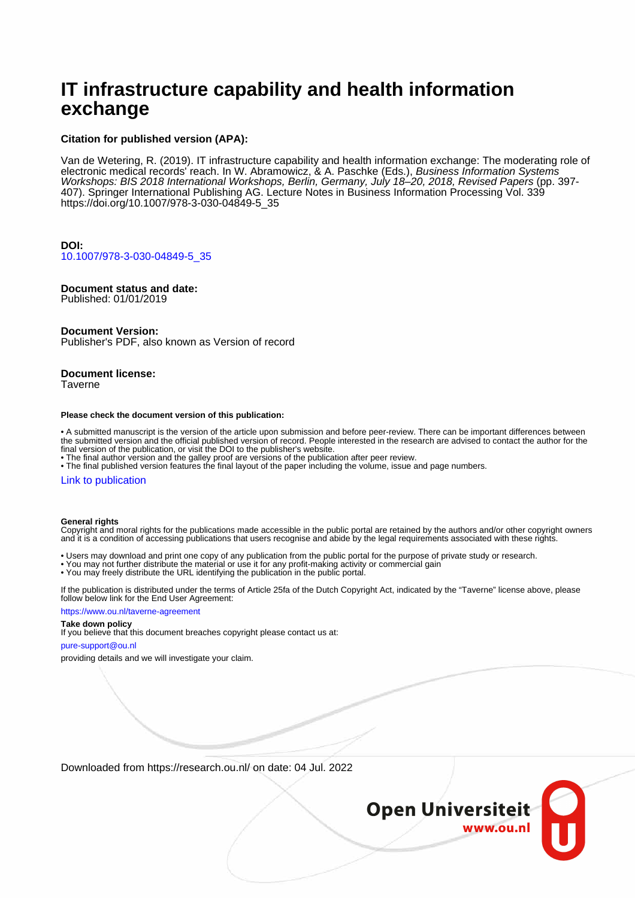# IT infrastructure capability and health information exchange

**Citation for published version (APA):**

Van de Wetering, R. (2019). IT infrastructure capability and health information exchange: The moderating role of electronic medical records' reach. In W. Abramowicz, & A. Paschke (Eds.), *Business Information Systems Workshops: BIS 2018 International Workshops, Berlin, Germany, July 18–20, 2018, Revised Papers* (pp. 397-407). Springer International Publishing AG. Lecture Notes in Business Information Processing Vol. 339 https://doi.org/10.1007/978-3-030-04849-5_35

**DOI:**
10.1007/978-3-030-04849-5_35

**Document status and date:**
Published: 01/01/2019

**Document Version:**
Publisher's PDF, also known as Version of record

**Document license:**
Taverne

**Please check the document version of this publication:**

- A submitted manuscript is the version of the article upon submission and before peer-review. There can be important differences between the submitted version and the official published version of record. People interested in the research are advised to contact the author for the final version of the publication, or visit the DOI to the publisher's website.
- The final author version and the galley proof are versions of the publication after peer review.
- The final published version features the final layout of the paper including the volume, issue and page numbers.

Link to publication

**General rights**
Copyright and moral rights for the publications made accessible in the public portal are retained by the authors and/or other copyright owners and it is a condition of accessing publications that users recognise and abide by the legal requirements associated with these rights.

- Users may download and print one copy of any publication from the public portal for the purpose of private study or research.
- You may not further distribute the material or use it for any profit-making activity or commercial gain
- You may freely distribute the URL identifying the publication in the public portal.

If the publication is distributed under the terms of Article 25fa of the Dutch Copyright Act, indicated by the "Taverne" license above, please follow below link for the End User Agreement:

https://www.ou.nl/taverne-agreement

**Take down policy**
If you believe that this document breaches copyright please contact us at:

pure-support@ou.nl

providing details and we will investigate your claim.

Downloaded from https://research.ou.nl/ on date: 04 Jul. 2022

Open Universiteit
www.ou.nl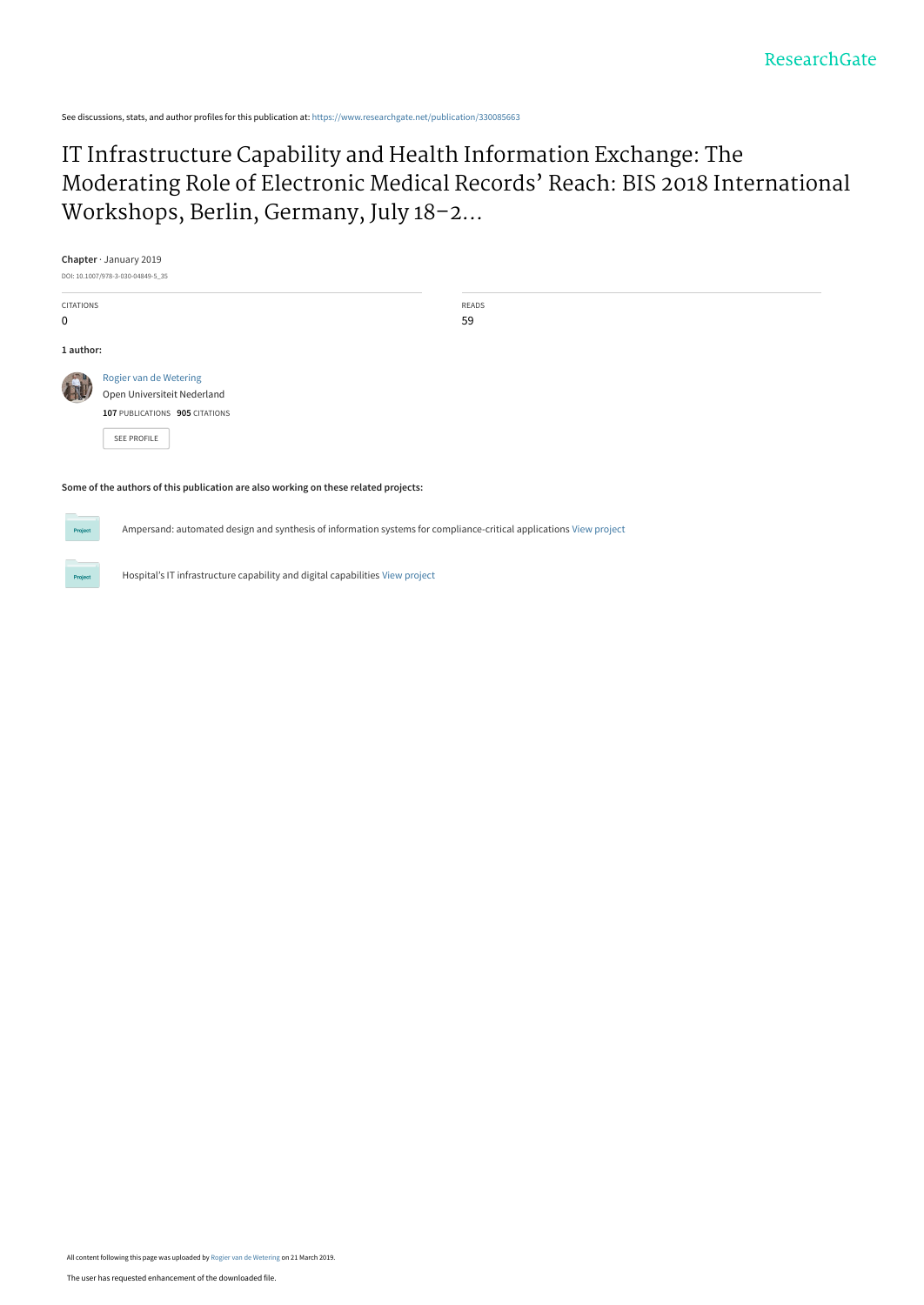See discussions, stats, and author profiles for this publication at: https://www.researchgate.net/publication/330085663

# IT Infrastructure Capability and Health Information Exchange: The Moderating Role of Electronic Medical Records' Reach: BIS 2018 International Workshops, Berlin, Germany, July 18–2...

**Chapter** · January 2019

DOI: 10.1007/978-3-030-04849-5_35

| CITATIONS | READS |
| --- | --- |
| 0 | 59 |

**1 author:**

Rogier van de Wetering
Open Universiteit Nederland
**107** PUBLICATIONS **905** CITATIONS

SEE PROFILE

**Some of the authors of this publication are also working on these related projects:**

Ampersand: automated design and synthesis of information systems for compliance-critical applications View project

Hospital's IT infrastructure capability and digital capabilities View project

All content following this page was uploaded by Rogier van de Wetering on 21 March 2019.

The user has requested enhancement of the downloaded file.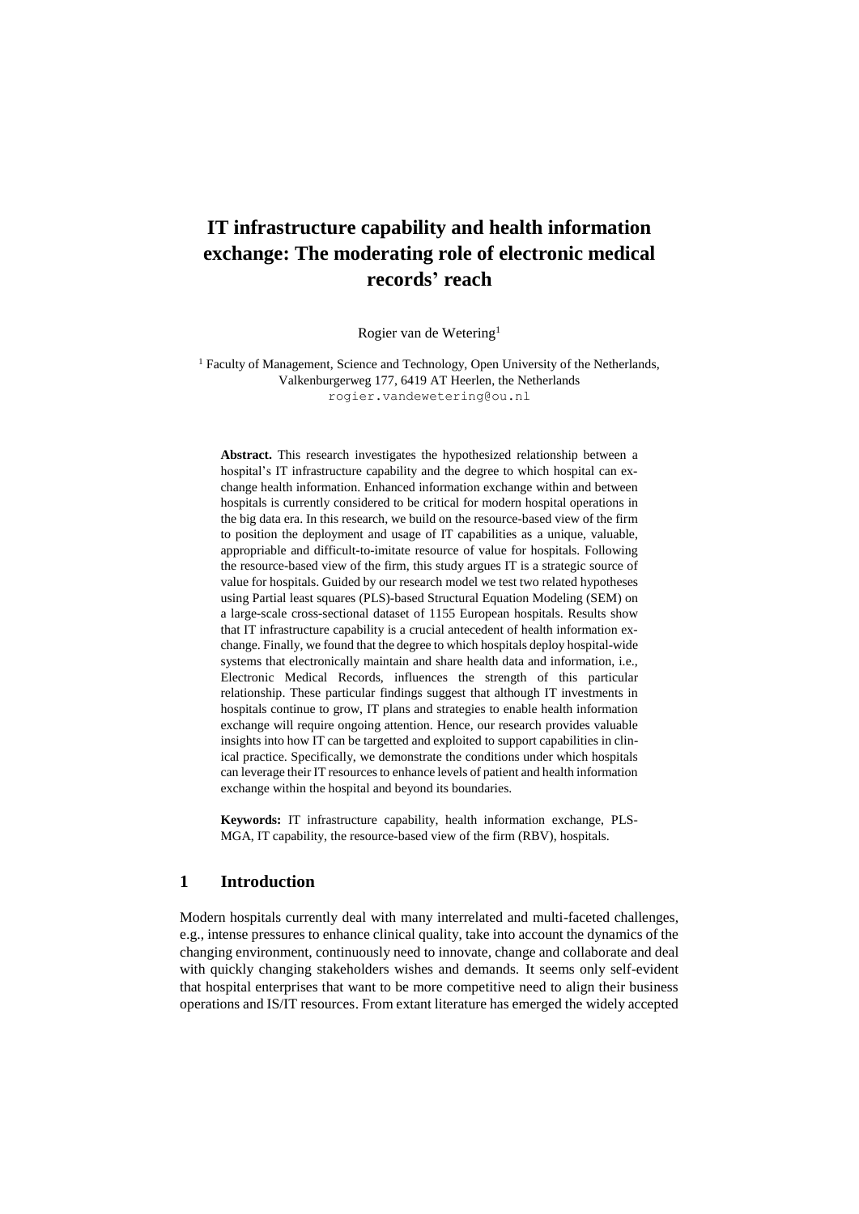# IT infrastructure capability and health information exchange: The moderating role of electronic medical records' reach

Rogier van de Wetering[1]

[1] Faculty of Management, Science and Technology, Open University of the Netherlands, Valkenburgerweg 177, 6419 AT Heerlen, the Netherlands
rogier.vandewetering@ou.nl

**Abstract.** This research investigates the hypothesized relationship between a hospital's IT infrastructure capability and the degree to which hospital can exchange health information. Enhanced information exchange within and between hospitals is currently considered to be critical for modern hospital operations in the big data era. In this research, we build on the resource-based view of the firm to position the deployment and usage of IT capabilities as a unique, valuable, appropriable and difficult-to-imitate resource of value for hospitals. Following the resource-based view of the firm, this study argues IT is a strategic source of value for hospitals. Guided by our research model we test two related hypotheses using Partial least squares (PLS)-based Structural Equation Modeling (SEM) on a large-scale cross-sectional dataset of 1155 European hospitals. Results show that IT infrastructure capability is a crucial antecedent of health information exchange. Finally, we found that the degree to which hospitals deploy hospital-wide systems that electronically maintain and share health data and information, i.e., Electronic Medical Records, influences the strength of this particular relationship. These particular findings suggest that although IT investments in hospitals continue to grow, IT plans and strategies to enable health information exchange will require ongoing attention. Hence, our research provides valuable insights into how IT can be targetted and exploited to support capabilities in clinical practice. Specifically, we demonstrate the conditions under which hospitals can leverage their IT resources to enhance levels of patient and health information exchange within the hospital and beyond its boundaries.

**Keywords:** IT infrastructure capability, health information exchange, PLS-MGA, IT capability, the resource-based view of the firm (RBV), hospitals.

## 1 Introduction

Modern hospitals currently deal with many interrelated and multi-faceted challenges, e.g., intense pressures to enhance clinical quality, take into account the dynamics of the changing environment, continuously need to innovate, change and collaborate and deal with quickly changing stakeholders wishes and demands. It seems only self-evident that hospital enterprises that want to be more competitive need to align their business operations and IS/IT resources. From extant literature has emerged the widely accepted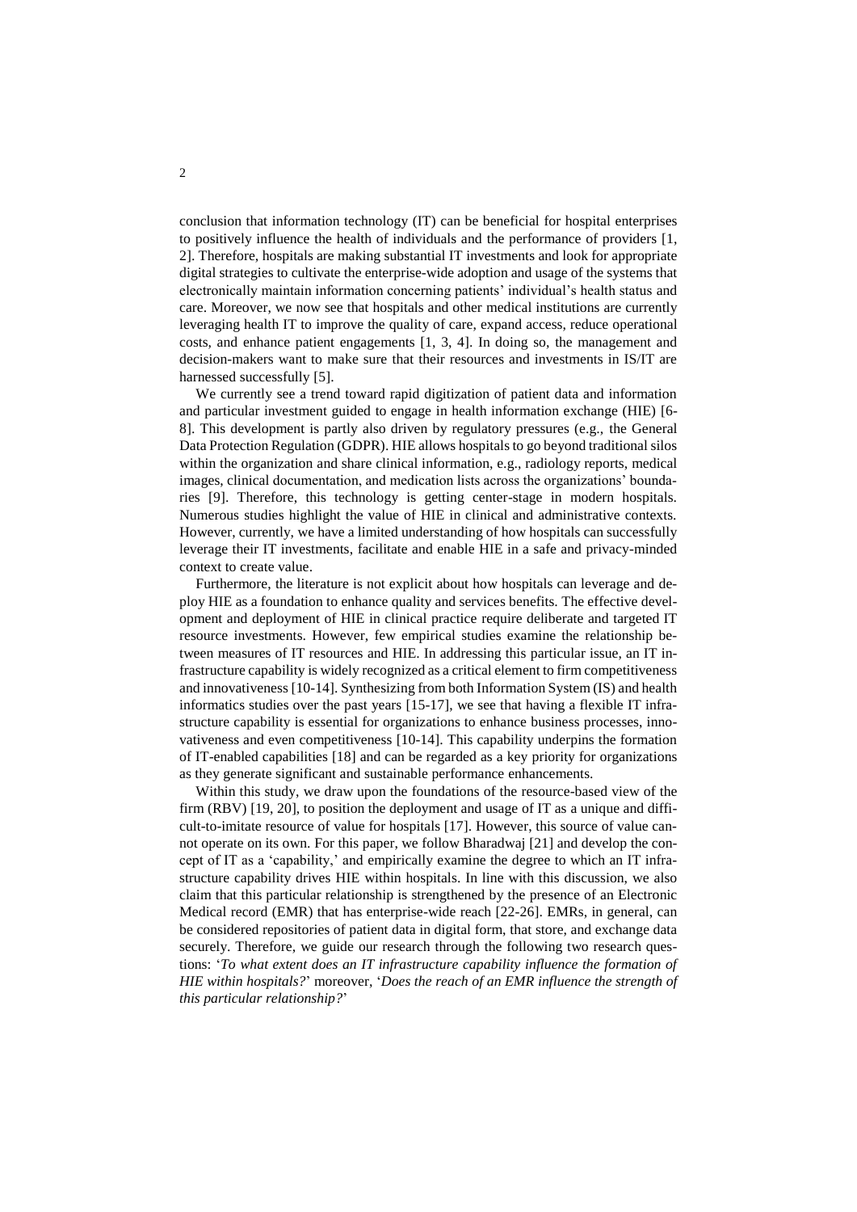conclusion that information technology (IT) can be beneficial for hospital enterprises to positively influence the health of individuals and the performance of providers [1, 2]. Therefore, hospitals are making substantial IT investments and look for appropriate digital strategies to cultivate the enterprise-wide adoption and usage of the systems that electronically maintain information concerning patients' individual's health status and care. Moreover, we now see that hospitals and other medical institutions are currently leveraging health IT to improve the quality of care, expand access, reduce operational costs, and enhance patient engagements [1, 3, 4]. In doing so, the management and decision-makers want to make sure that their resources and investments in IS/IT are harnessed successfully [5].

We currently see a trend toward rapid digitization of patient data and information and particular investment guided to engage in health information exchange (HIE) [6-8]. This development is partly also driven by regulatory pressures (e.g., the General Data Protection Regulation (GDPR). HIE allows hospitals to go beyond traditional silos within the organization and share clinical information, e.g., radiology reports, medical images, clinical documentation, and medication lists across the organizations' boundaries [9]. Therefore, this technology is getting center-stage in modern hospitals. Numerous studies highlight the value of HIE in clinical and administrative contexts. However, currently, we have a limited understanding of how hospitals can successfully leverage their IT investments, facilitate and enable HIE in a safe and privacy-minded context to create value.

Furthermore, the literature is not explicit about how hospitals can leverage and deploy HIE as a foundation to enhance quality and services benefits. The effective development and deployment of HIE in clinical practice require deliberate and targeted IT resource investments. However, few empirical studies examine the relationship between measures of IT resources and HIE. In addressing this particular issue, an IT infrastructure capability is widely recognized as a critical element to firm competitiveness and innovativeness [10-14]. Synthesizing from both Information System (IS) and health informatics studies over the past years [15-17], we see that having a flexible IT infrastructure capability is essential for organizations to enhance business processes, innovativeness and even competitiveness [10-14]. This capability underpins the formation of IT-enabled capabilities [18] and can be regarded as a key priority for organizations as they generate significant and sustainable performance enhancements.

Within this study, we draw upon the foundations of the resource-based view of the firm (RBV) [19, 20], to position the deployment and usage of IT as a unique and difficult-to-imitate resource of value for hospitals [17]. However, this source of value cannot operate on its own. For this paper, we follow Bharadwaj [21] and develop the concept of IT as a 'capability,' and empirically examine the degree to which an IT infrastructure capability drives HIE within hospitals. In line with this discussion, we also claim that this particular relationship is strengthened by the presence of an Electronic Medical record (EMR) that has enterprise-wide reach [22-26]. EMRs, in general, can be considered repositories of patient data in digital form, that store, and exchange data securely. Therefore, we guide our research through the following two research questions: '*To what extent does an IT infrastructure capability influence the formation of HIE within hospitals?*' moreover, '*Does the reach of an EMR influence the strength of this particular relationship?*'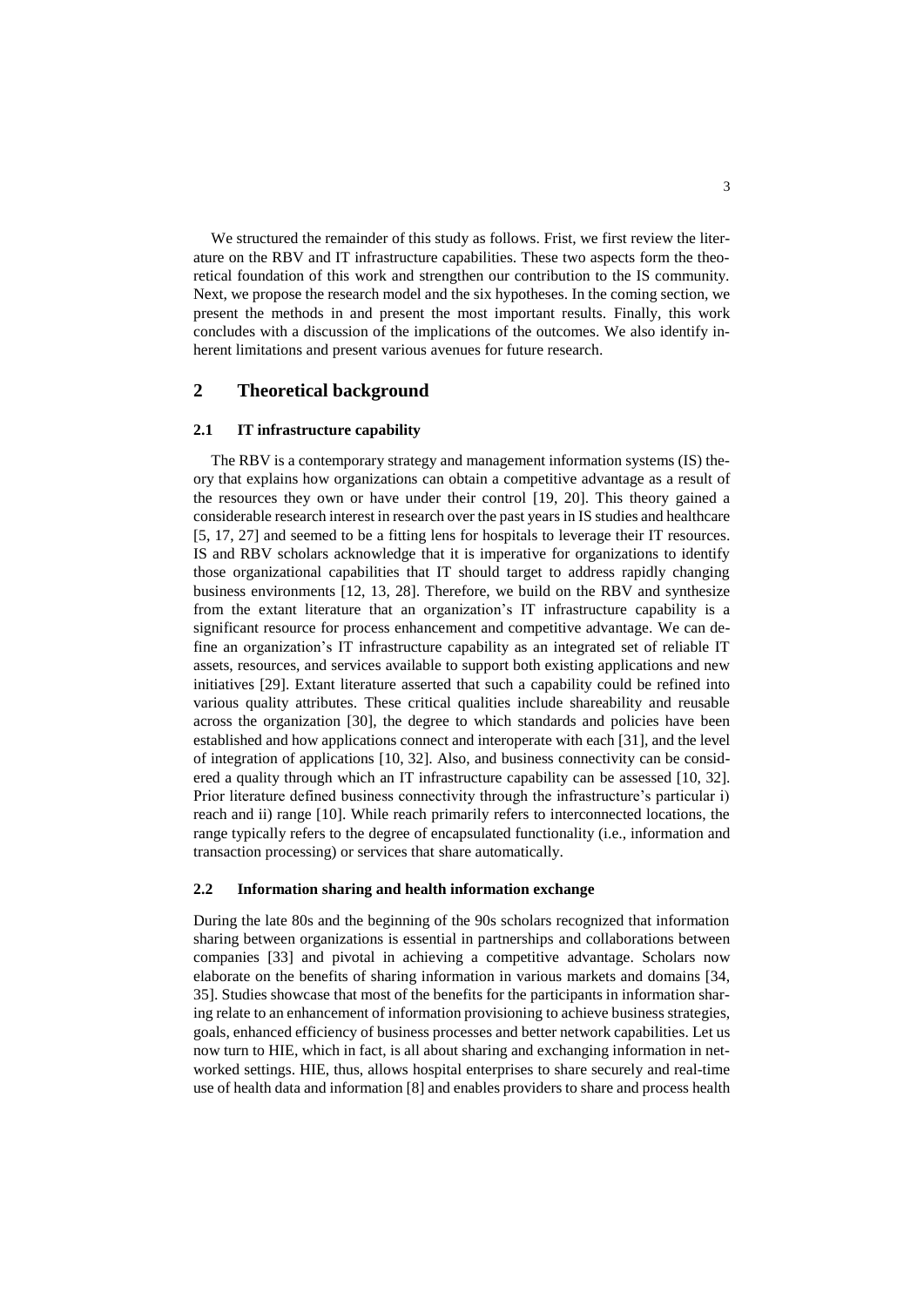We structured the remainder of this study as follows. Frist, we first review the literature on the RBV and IT infrastructure capabilities. These two aspects form the theoretical foundation of this work and strengthen our contribution to the IS community. Next, we propose the research model and the six hypotheses. In the coming section, we present the methods in and present the most important results. Finally, this work concludes with a discussion of the implications of the outcomes. We also identify inherent limitations and present various avenues for future research.

## 2 Theoretical background

### 2.1 IT infrastructure capability

The RBV is a contemporary strategy and management information systems (IS) theory that explains how organizations can obtain a competitive advantage as a result of the resources they own or have under their control [19, 20]. This theory gained a considerable research interest in research over the past years in IS studies and healthcare [5, 17, 27] and seemed to be a fitting lens for hospitals to leverage their IT resources. IS and RBV scholars acknowledge that it is imperative for organizations to identify those organizational capabilities that IT should target to address rapidly changing business environments [12, 13, 28]. Therefore, we build on the RBV and synthesize from the extant literature that an organization's IT infrastructure capability is a significant resource for process enhancement and competitive advantage. We can define an organization's IT infrastructure capability as an integrated set of reliable IT assets, resources, and services available to support both existing applications and new initiatives [29]. Extant literature asserted that such a capability could be refined into various quality attributes. These critical qualities include shareability and reusable across the organization [30], the degree to which standards and policies have been established and how applications connect and interoperate with each [31], and the level of integration of applications [10, 32]. Also, and business connectivity can be considered a quality through which an IT infrastructure capability can be assessed [10, 32]. Prior literature defined business connectivity through the infrastructure's particular i) reach and ii) range [10]. While reach primarily refers to interconnected locations, the range typically refers to the degree of encapsulated functionality (i.e., information and transaction processing) or services that share automatically.

### 2.2 Information sharing and health information exchange

During the late 80s and the beginning of the 90s scholars recognized that information sharing between organizations is essential in partnerships and collaborations between companies [33] and pivotal in achieving a competitive advantage. Scholars now elaborate on the benefits of sharing information in various markets and domains [34, 35]. Studies showcase that most of the benefits for the participants in information sharing relate to an enhancement of information provisioning to achieve business strategies, goals, enhanced efficiency of business processes and better network capabilities. Let us now turn to HIE, which in fact, is all about sharing and exchanging information in networked settings. HIE, thus, allows hospital enterprises to share securely and real-time use of health data and information [8] and enables providers to share and process health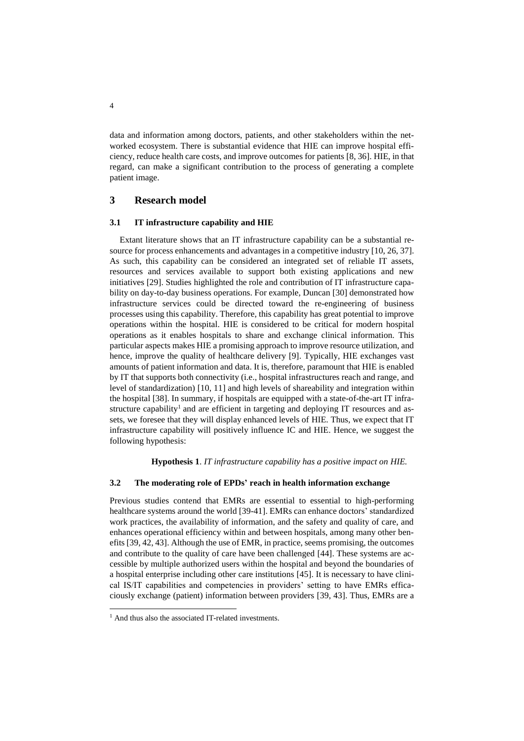data and information among doctors, patients, and other stakeholders within the networked ecosystem. There is substantial evidence that HIE can improve hospital efficiency, reduce health care costs, and improve outcomes for patients [8, 36]. HIE, in that regard, can make a significant contribution to the process of generating a complete patient image.

## 3 Research model

### 3.1 IT infrastructure capability and HIE

Extant literature shows that an IT infrastructure capability can be a substantial resource for process enhancements and advantages in a competitive industry [10, 26, 37]. As such, this capability can be considered an integrated set of reliable IT assets, resources and services available to support both existing applications and new initiatives [29]. Studies highlighted the role and contribution of IT infrastructure capability on day-to-day business operations. For example, Duncan [30] demonstrated how infrastructure services could be directed toward the re-engineering of business processes using this capability. Therefore, this capability has great potential to improve operations within the hospital. HIE is considered to be critical for modern hospital operations as it enables hospitals to share and exchange clinical information. This particular aspects makes HIE a promising approach to improve resource utilization, and hence, improve the quality of healthcare delivery [9]. Typically, HIE exchanges vast amounts of patient information and data. It is, therefore, paramount that HIE is enabled by IT that supports both connectivity (i.e., hospital infrastructures reach and range, and level of standardization) [10, 11] and high levels of shareability and integration within the hospital [38]. In summary, if hospitals are equipped with a state-of-the-art IT infrastructure capability[1] and are efficient in targeting and deploying IT resources and assets, we foresee that they will display enhanced levels of HIE. Thus, we expect that IT infrastructure capability will positively influence IC and HIE. Hence, we suggest the following hypothesis:

**Hypothesis 1**. *IT infrastructure capability has a positive impact on HIE.*

### 3.2 The moderating role of EPDs' reach in health information exchange

Previous studies contend that EMRs are essential to essential to high-performing healthcare systems around the world [39-41]. EMRs can enhance doctors' standardized work practices, the availability of information, and the safety and quality of care, and enhances operational efficiency within and between hospitals, among many other benefits [39, 42, 43]. Although the use of EMR, in practice, seems promising, the outcomes and contribute to the quality of care have been challenged [44]. These systems are accessible by multiple authorized users within the hospital and beyond the boundaries of a hospital enterprise including other care institutions [45]. It is necessary to have clinical IS/IT capabilities and competencies in providers' setting to have EMRs efficaciously exchange (patient) information between providers [39, 43]. Thus, EMRs are a

[1] And thus also the associated IT-related investments.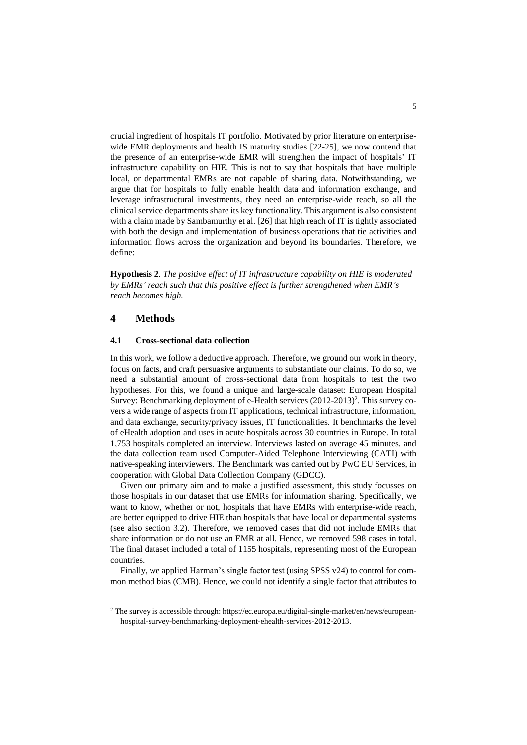crucial ingredient of hospitals IT portfolio. Motivated by prior literature on enterprise-wide EMR deployments and health IS maturity studies [22-25], we now contend that the presence of an enterprise-wide EMR will strengthen the impact of hospitals' IT infrastructure capability on HIE. This is not to say that hospitals that have multiple local, or departmental EMRs are not capable of sharing data. Notwithstanding, we argue that for hospitals to fully enable health data and information exchange, and leverage infrastructural investments, they need an enterprise-wide reach, so all the clinical service departments share its key functionality. This argument is also consistent with a claim made by Sambamurthy et al. [26] that high reach of IT is tightly associated with both the design and implementation of business operations that tie activities and information flows across the organization and beyond its boundaries. Therefore, we define:

**Hypothesis 2**. *The positive effect of IT infrastructure capability on HIE is moderated by EMRs' reach such that this positive effect is further strengthened when EMR's reach becomes high.*

## 4 Methods

### 4.1 Cross-sectional data collection

In this work, we follow a deductive approach. Therefore, we ground our work in theory, focus on facts, and craft persuasive arguments to substantiate our claims. To do so, we need a substantial amount of cross-sectional data from hospitals to test the two hypotheses. For this, we found a unique and large-scale dataset: European Hospital Survey: Benchmarking deployment of e-Health services (2012-2013)[2]. This survey covers a wide range of aspects from IT applications, technical infrastructure, information, and data exchange, security/privacy issues, IT functionalities. It benchmarks the level of eHealth adoption and uses in acute hospitals across 30 countries in Europe. In total 1,753 hospitals completed an interview. Interviews lasted on average 45 minutes, and the data collection team used Computer-Aided Telephone Interviewing (CATI) with native-speaking interviewers. The Benchmark was carried out by PwC EU Services, in cooperation with Global Data Collection Company (GDCC).

Given our primary aim and to make a justified assessment, this study focusses on those hospitals in our dataset that use EMRs for information sharing. Specifically, we want to know, whether or not, hospitals that have EMRs with enterprise-wide reach, are better equipped to drive HIE than hospitals that have local or departmental systems (see also section 3.2). Therefore, we removed cases that did not include EMRs that share information or do not use an EMR at all. Hence, we removed 598 cases in total. The final dataset included a total of 1155 hospitals, representing most of the European countries.

Finally, we applied Harman's single factor test (using SPSS v24) to control for common method bias (CMB). Hence, we could not identify a single factor that attributes to

[2] The survey is accessible through: https://ec.europa.eu/digital-single-market/en/news/european-hospital-survey-benchmarking-deployment-ehealth-services-2012-2013.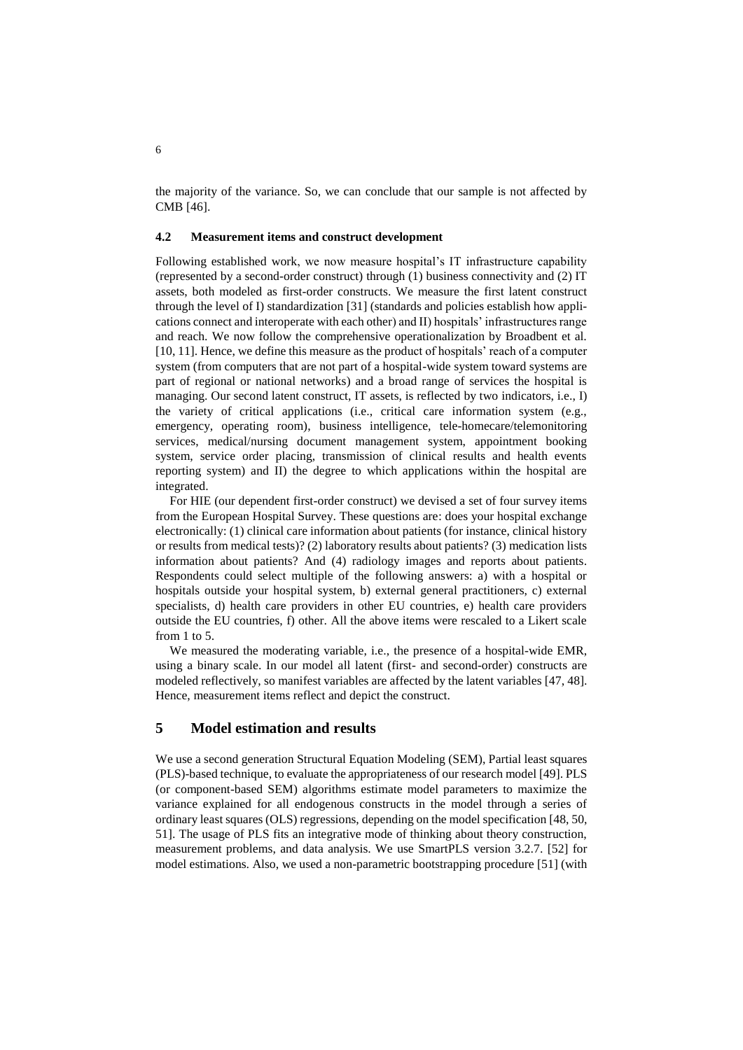the majority of the variance. So, we can conclude that our sample is not affected by CMB [46].

### 4.2 Measurement items and construct development

Following established work, we now measure hospital's IT infrastructure capability (represented by a second-order construct) through (1) business connectivity and (2) IT assets, both modeled as first-order constructs. We measure the first latent construct through the level of I) standardization [31] (standards and policies establish how applications connect and interoperate with each other) and II) hospitals' infrastructures range and reach. We now follow the comprehensive operationalization by Broadbent et al. [10, 11]. Hence, we define this measure as the product of hospitals' reach of a computer system (from computers that are not part of a hospital-wide system toward systems are part of regional or national networks) and a broad range of services the hospital is managing. Our second latent construct, IT assets, is reflected by two indicators, i.e., I) the variety of critical applications (i.e., critical care information system (e.g., emergency, operating room), business intelligence, tele-homecare/telemonitoring services, medical/nursing document management system, appointment booking system, service order placing, transmission of clinical results and health events reporting system) and II) the degree to which applications within the hospital are integrated.

For HIE (our dependent first-order construct) we devised a set of four survey items from the European Hospital Survey. These questions are: does your hospital exchange electronically: (1) clinical care information about patients (for instance, clinical history or results from medical tests)? (2) laboratory results about patients? (3) medication lists information about patients? And (4) radiology images and reports about patients. Respondents could select multiple of the following answers: a) with a hospital or hospitals outside your hospital system, b) external general practitioners, c) external specialists, d) health care providers in other EU countries, e) health care providers outside the EU countries, f) other. All the above items were rescaled to a Likert scale from 1 to 5.

We measured the moderating variable, i.e., the presence of a hospital-wide EMR, using a binary scale. In our model all latent (first- and second-order) constructs are modeled reflectively, so manifest variables are affected by the latent variables [47, 48]. Hence, measurement items reflect and depict the construct.

## 5 Model estimation and results

We use a second generation Structural Equation Modeling (SEM), Partial least squares (PLS)-based technique, to evaluate the appropriateness of our research model [49]. PLS (or component-based SEM) algorithms estimate model parameters to maximize the variance explained for all endogenous constructs in the model through a series of ordinary least squares (OLS) regressions, depending on the model specification [48, 50, 51]. The usage of PLS fits an integrative mode of thinking about theory construction, measurement problems, and data analysis. We use SmartPLS version 3.2.7. [52] for model estimations. Also, we used a non-parametric bootstrapping procedure [51] (with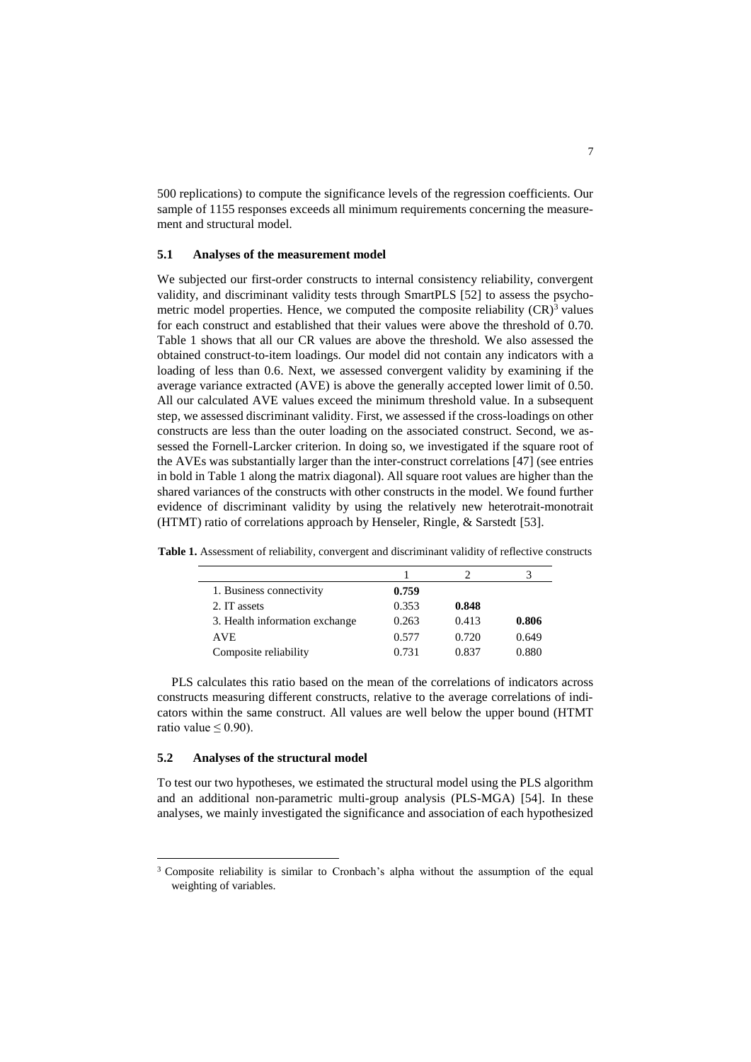500 replications) to compute the significance levels of the regression coefficients. Our sample of 1155 responses exceeds all minimum requirements concerning the measurement and structural model.

### 5.1 Analyses of the measurement model

We subjected our first-order constructs to internal consistency reliability, convergent validity, and discriminant validity tests through SmartPLS [52] to assess the psychometric model properties. Hence, we computed the composite reliability (CR)[3] values for each construct and established that their values were above the threshold of 0.70. Table 1 shows that all our CR values are above the threshold. We also assessed the obtained construct-to-item loadings. Our model did not contain any indicators with a loading of less than 0.6. Next, we assessed convergent validity by examining if the average variance extracted (AVE) is above the generally accepted lower limit of 0.50. All our calculated AVE values exceed the minimum threshold value. In a subsequent step, we assessed discriminant validity. First, we assessed if the cross-loadings on other constructs are less than the outer loading on the associated construct. Second, we assessed the Fornell-Larcker criterion. In doing so, we investigated if the square root of the AVEs was substantially larger than the inter-construct correlations [47] (see entries in bold in Table 1 along the matrix diagonal). All square root values are higher than the shared variances of the constructs with other constructs in the model. We found further evidence of discriminant validity by using the relatively new heterotrait-monotrait (HTMT) ratio of correlations approach by Henseler, Ringle, & Sarstedt [53].

**Table 1.** Assessment of reliability, convergent and discriminant validity of reflective constructs

| | 1 | 2 | 3 |
|---|---|---|---|
| 1. Business connectivity | **0.759** | | |
| 2. IT assets | 0.353 | **0.848** | |
| 3. Health information exchange | 0.263 | 0.413 | **0.806** |
| AVE | 0.577 | 0.720 | 0.649 |
| Composite reliability | 0.731 | 0.837 | 0.880 |

PLS calculates this ratio based on the mean of the correlations of indicators across constructs measuring different constructs, relative to the average correlations of indicators within the same construct. All values are well below the upper bound (HTMT ratio value $\leq 0.90$).

### 5.2 Analyses of the structural model

To test our two hypotheses, we estimated the structural model using the PLS algorithm and an additional non-parametric multi-group analysis (PLS-MGA) [54]. In these analyses, we mainly investigated the significance and association of each hypothesized

[3] Composite reliability is similar to Cronbach's alpha without the assumption of the equal weighting of variables.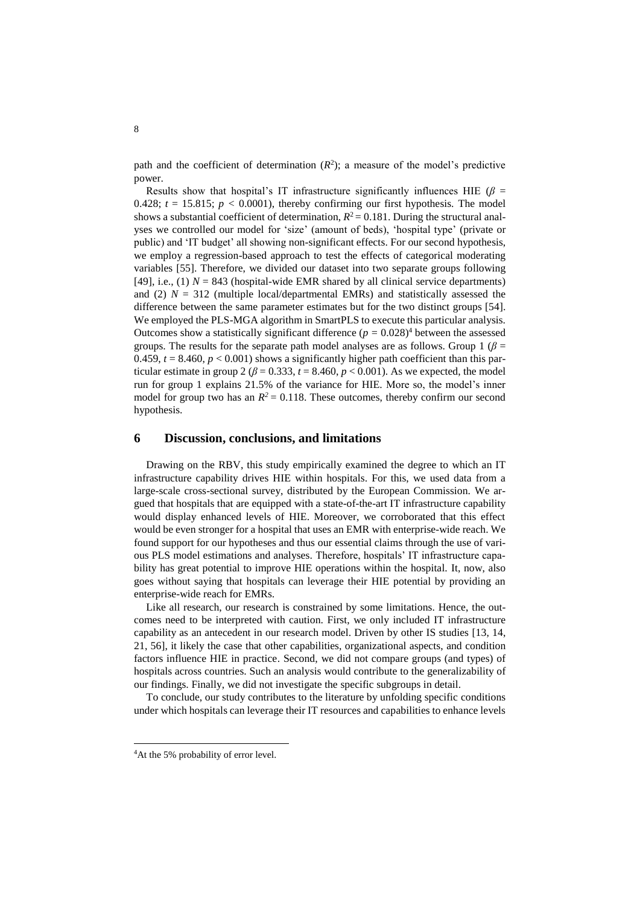path and the coefficient of determination ($R^2$); a measure of the model's predictive power.

Results show that hospital's IT infrastructure significantly influences HIE ($\beta$ = 0.428; $t$ = 15.815; $p$ < 0.0001), thereby confirming our first hypothesis. The model shows a substantial coefficient of determination, $R^2$ = 0.181. During the structural analyses we controlled our model for 'size' (amount of beds), 'hospital type' (private or public) and 'IT budget' all showing non-significant effects. For our second hypothesis, we employ a regression-based approach to test the effects of categorical moderating variables [55]. Therefore, we divided our dataset into two separate groups following [49], i.e., (1) $N$ = 843 (hospital-wide EMR shared by all clinical service departments) and (2) $N$ = 312 (multiple local/departmental EMRs) and statistically assessed the difference between the same parameter estimates but for the two distinct groups [54]. We employed the PLS-MGA algorithm in SmartPLS to execute this particular analysis. Outcomes show a statistically significant difference ($p$ = 0.028)[4] between the assessed groups. The results for the separate path model analyses are as follows. Group 1 ($\beta$ = 0.459, $t$ = 8.460, $p$ < 0.001) shows a significantly higher path coefficient than this particular estimate in group 2 ($\beta$ = 0.333, $t$ = 8.460, $p$ < 0.001). As we expected, the model run for group 1 explains 21.5% of the variance for HIE. More so, the model's inner model for group two has an $R^2$ = 0.118. These outcomes, thereby confirm our second hypothesis.

## 6 Discussion, conclusions, and limitations

Drawing on the RBV, this study empirically examined the degree to which an IT infrastructure capability drives HIE within hospitals. For this, we used data from a large-scale cross-sectional survey, distributed by the European Commission. We argued that hospitals that are equipped with a state-of-the-art IT infrastructure capability would display enhanced levels of HIE. Moreover, we corroborated that this effect would be even stronger for a hospital that uses an EMR with enterprise-wide reach. We found support for our hypotheses and thus our essential claims through the use of various PLS model estimations and analyses. Therefore, hospitals' IT infrastructure capability has great potential to improve HIE operations within the hospital. It, now, also goes without saying that hospitals can leverage their HIE potential by providing an enterprise-wide reach for EMRs.

Like all research, our research is constrained by some limitations. Hence, the outcomes need to be interpreted with caution. First, we only included IT infrastructure capability as an antecedent in our research model. Driven by other IS studies [13, 14, 21, 56], it likely the case that other capabilities, organizational aspects, and condition factors influence HIE in practice. Second, we did not compare groups (and types) of hospitals across countries. Such an analysis would contribute to the generalizability of our findings. Finally, we did not investigate the specific subgroups in detail.

To conclude, our study contributes to the literature by unfolding specific conditions under which hospitals can leverage their IT resources and capabilities to enhance levels

[4]At the 5% probability of error level.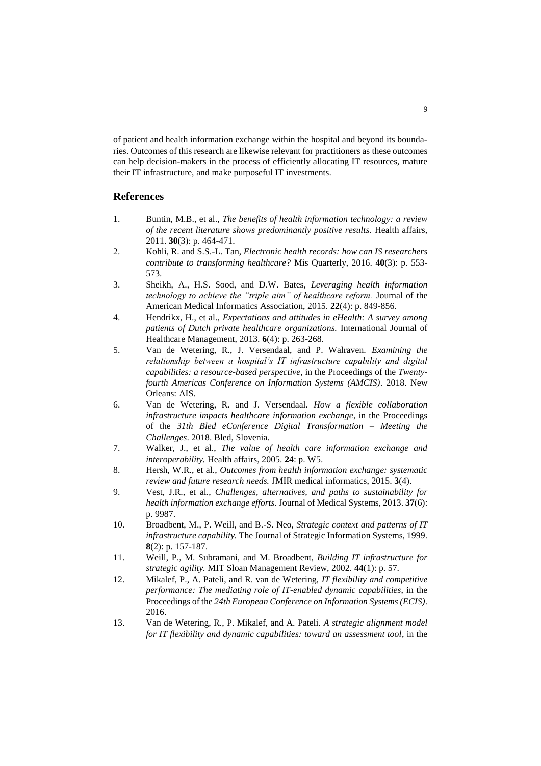of patient and health information exchange within the hospital and beyond its boundaries. Outcomes of this research are likewise relevant for practitioners as these outcomes can help decision-makers in the process of efficiently allocating IT resources, mature their IT infrastructure, and make purposeful IT investments.

## References

1. Buntin, M.B., et al., *The benefits of health information technology: a review of the recent literature shows predominantly positive results.* Health affairs, 2011. **30**(3): p. 464-471.
2. Kohli, R. and S.S.-L. Tan, *Electronic health records: how can IS researchers contribute to transforming healthcare?* Mis Quarterly, 2016. **40**(3): p. 553-573.
3. Sheikh, A., H.S. Sood, and D.W. Bates, *Leveraging health information technology to achieve the "triple aim" of healthcare reform.* Journal of the American Medical Informatics Association, 2015. **22**(4): p. 849-856.
4. Hendrikx, H., et al., *Expectations and attitudes in eHealth: A survey among patients of Dutch private healthcare organizations.* International Journal of Healthcare Management, 2013. **6**(4): p. 263-268.
5. Van de Wetering, R., J. Versendaal, and P. Walraven. *Examining the relationship between a hospital's IT infrastructure capability and digital capabilities: a resource-based perspective*, in the Proceedings of the *Twenty-fourth Americas Conference on Information Systems (AMCIS)*. 2018. New Orleans: AIS.
6. Van de Wetering, R. and J. Versendaal. *How a flexible collaboration infrastructure impacts healthcare information exchange*, in the Proceedings of the *31th Bled eConference Digital Transformation – Meeting the Challenges*. 2018. Bled, Slovenia.
7. Walker, J., et al., *The value of health care information exchange and interoperability.* Health affairs, 2005. **24**: p. W5.
8. Hersh, W.R., et al., *Outcomes from health information exchange: systematic review and future research needs.* JMIR medical informatics, 2015. **3**(4).
9. Vest, J.R., et al., *Challenges, alternatives, and paths to sustainability for health information exchange efforts.* Journal of Medical Systems, 2013. **37**(6): p. 9987.
10. Broadbent, M., P. Weill, and B.-S. Neo, *Strategic context and patterns of IT infrastructure capability.* The Journal of Strategic Information Systems, 1999. **8**(2): p. 157-187.
11. Weill, P., M. Subramani, and M. Broadbent, *Building IT infrastructure for strategic agility.* MIT Sloan Management Review, 2002. **44**(1): p. 57.
12. Mikalef, P., A. Pateli, and R. van de Wetering, *IT flexibility and competitive performance: The mediating role of IT-enabled dynamic capabilities*, in the Proceedings of the *24th European Conference on Information Systems (ECIS)*. 2016.
13. Van de Wetering, R., P. Mikalef, and A. Pateli. *A strategic alignment model for IT flexibility and dynamic capabilities: toward an assessment tool*, in the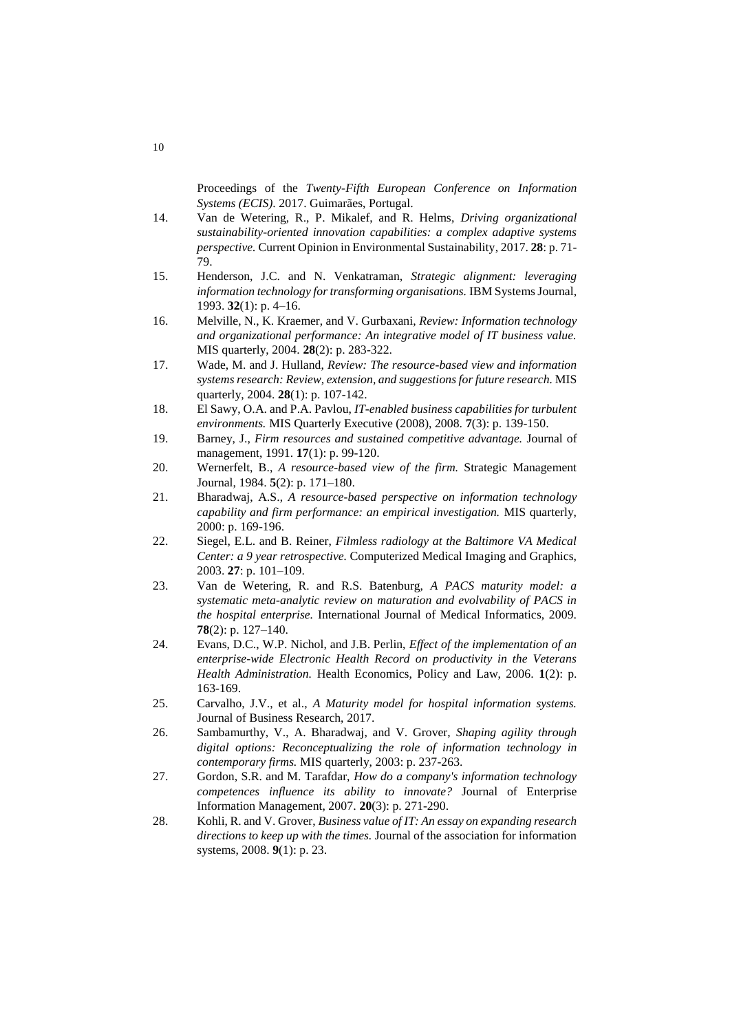Proceedings of the *Twenty-Fifth European Conference on Information Systems (ECIS)*. 2017. Guimarães, Portugal.

14. Van de Wetering, R., P. Mikalef, and R. Helms, *Driving organizational sustainability-oriented innovation capabilities: a complex adaptive systems perspective.* Current Opinion in Environmental Sustainability, 2017. **28**: p. 71-79.
15. Henderson, J.C. and N. Venkatraman, *Strategic alignment: leveraging information technology for transforming organisations.* IBM Systems Journal, 1993. **32**(1): p. 4–16.
16. Melville, N., K. Kraemer, and V. Gurbaxani, *Review: Information technology and organizational performance: An integrative model of IT business value.* MIS quarterly, 2004. **28**(2): p. 283-322.
17. Wade, M. and J. Hulland, *Review: The resource-based view and information systems research: Review, extension, and suggestions for future research.* MIS quarterly, 2004. **28**(1): p. 107-142.
18. El Sawy, O.A. and P.A. Pavlou, *IT-enabled business capabilities for turbulent environments.* MIS Quarterly Executive (2008), 2008. **7**(3): p. 139-150.
19. Barney, J., *Firm resources and sustained competitive advantage.* Journal of management, 1991. **17**(1): p. 99-120.
20. Wernerfelt, B., *A resource-based view of the firm.* Strategic Management Journal, 1984. **5**(2): p. 171–180.
21. Bharadwaj, A.S., *A resource-based perspective on information technology capability and firm performance: an empirical investigation.* MIS quarterly, 2000: p. 169-196.
22. Siegel, E.L. and B. Reiner, *Filmless radiology at the Baltimore VA Medical Center: a 9 year retrospective.* Computerized Medical Imaging and Graphics, 2003. **27**: p. 101–109.
23. Van de Wetering, R. and R.S. Batenburg, *A PACS maturity model: a systematic meta-analytic review on maturation and evolvability of PACS in the hospital enterprise.* International Journal of Medical Informatics, 2009. **78**(2): p. 127–140.
24. Evans, D.C., W.P. Nichol, and J.B. Perlin, *Effect of the implementation of an enterprise-wide Electronic Health Record on productivity in the Veterans Health Administration.* Health Economics, Policy and Law, 2006. **1**(2): p. 163-169.
25. Carvalho, J.V., et al., *A Maturity model for hospital information systems.* Journal of Business Research, 2017.
26. Sambamurthy, V., A. Bharadwaj, and V. Grover, *Shaping agility through digital options: Reconceptualizing the role of information technology in contemporary firms.* MIS quarterly, 2003: p. 237-263.
27. Gordon, S.R. and M. Tarafdar, *How do a company's information technology competences influence its ability to innovate?* Journal of Enterprise Information Management, 2007. **20**(3): p. 271-290.
28. Kohli, R. and V. Grover, *Business value of IT: An essay on expanding research directions to keep up with the times.* Journal of the association for information systems, 2008. **9**(1): p. 23.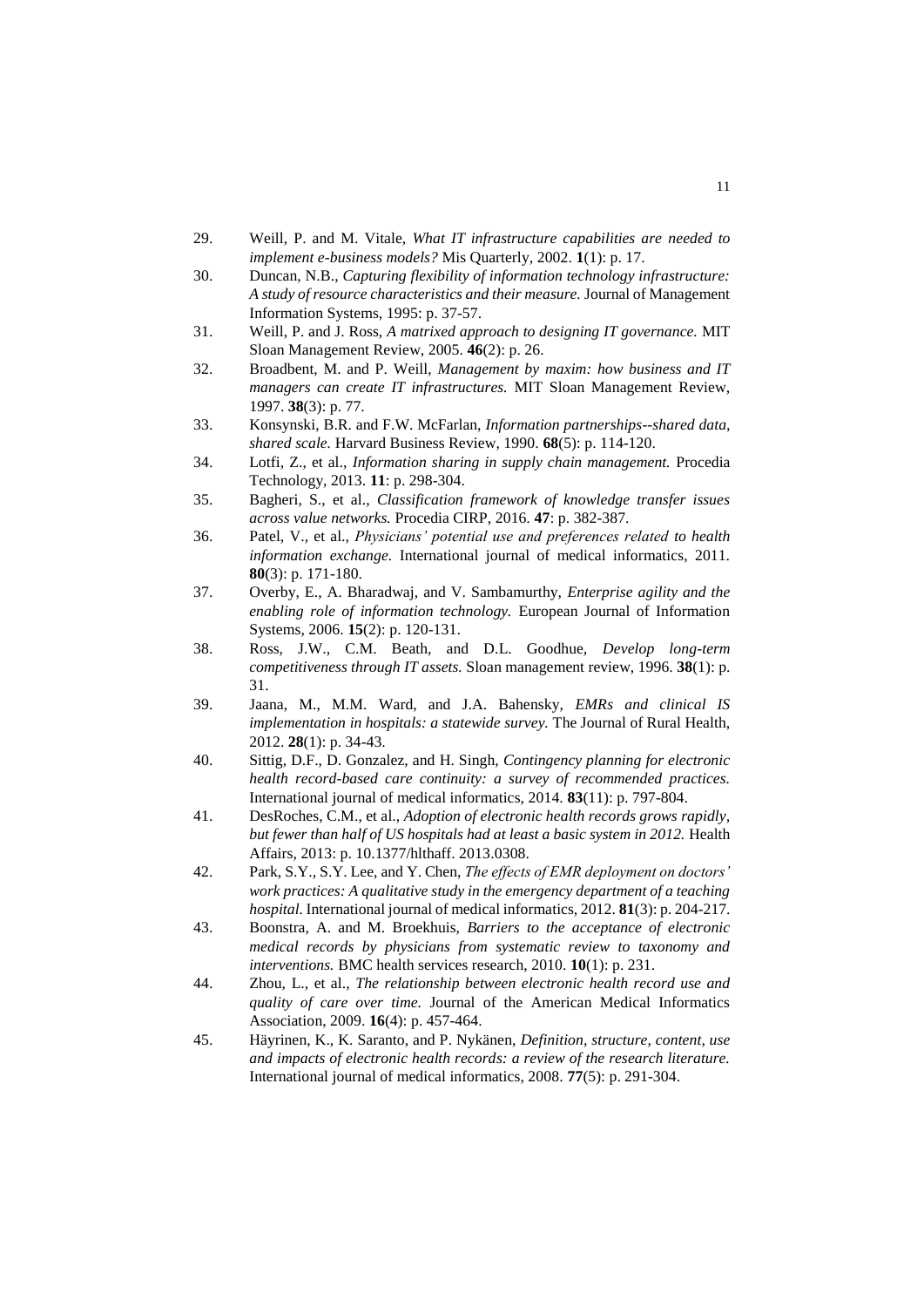29. Weill, P. and M. Vitale, *What IT infrastructure capabilities are needed to implement e-business models?* Mis Quarterly, 2002. **1**(1): p. 17.
30. Duncan, N.B., *Capturing flexibility of information technology infrastructure: A study of resource characteristics and their measure.* Journal of Management Information Systems, 1995: p. 37-57.
31. Weill, P. and J. Ross, *A matrixed approach to designing IT governance.* MIT Sloan Management Review, 2005. **46**(2): p. 26.
32. Broadbent, M. and P. Weill, *Management by maxim: how business and IT managers can create IT infrastructures.* MIT Sloan Management Review, 1997. **38**(3): p. 77.
33. Konsynski, B.R. and F.W. McFarlan, *Information partnerships--shared data, shared scale.* Harvard Business Review, 1990. **68**(5): p. 114-120.
34. Lotfi, Z., et al., *Information sharing in supply chain management.* Procedia Technology, 2013. **11**: p. 298-304.
35. Bagheri, S., et al., *Classification framework of knowledge transfer issues across value networks.* Procedia CIRP, 2016. **47**: p. 382-387.
36. Patel, V., et al., *Physicians' potential use and preferences related to health information exchange.* International journal of medical informatics, 2011. **80**(3): p. 171-180.
37. Overby, E., A. Bharadwaj, and V. Sambamurthy, *Enterprise agility and the enabling role of information technology.* European Journal of Information Systems, 2006. **15**(2): p. 120-131.
38. Ross, J.W., C.M. Beath, and D.L. Goodhue, *Develop long-term competitiveness through IT assets.* Sloan management review, 1996. **38**(1): p. 31.
39. Jaana, M., M.M. Ward, and J.A. Bahensky, *EMRs and clinical IS implementation in hospitals: a statewide survey.* The Journal of Rural Health, 2012. **28**(1): p. 34-43.
40. Sittig, D.F., D. Gonzalez, and H. Singh, *Contingency planning for electronic health record-based care continuity: a survey of recommended practices.* International journal of medical informatics, 2014. **83**(11): p. 797-804.
41. DesRoches, C.M., et al., *Adoption of electronic health records grows rapidly, but fewer than half of US hospitals had at least a basic system in 2012.* Health Affairs, 2013: p. 10.1377/hlthaff. 2013.0308.
42. Park, S.Y., S.Y. Lee, and Y. Chen, *The effects of EMR deployment on doctors' work practices: A qualitative study in the emergency department of a teaching hospital.* International journal of medical informatics, 2012. **81**(3): p. 204-217.
43. Boonstra, A. and M. Broekhuis, *Barriers to the acceptance of electronic medical records by physicians from systematic review to taxonomy and interventions.* BMC health services research, 2010. **10**(1): p. 231.
44. Zhou, L., et al., *The relationship between electronic health record use and quality of care over time.* Journal of the American Medical Informatics Association, 2009. **16**(4): p. 457-464.
45. Häyrinen, K., K. Saranto, and P. Nykänen, *Definition, structure, content, use and impacts of electronic health records: a review of the research literature.* International journal of medical informatics, 2008. **77**(5): p. 291-304.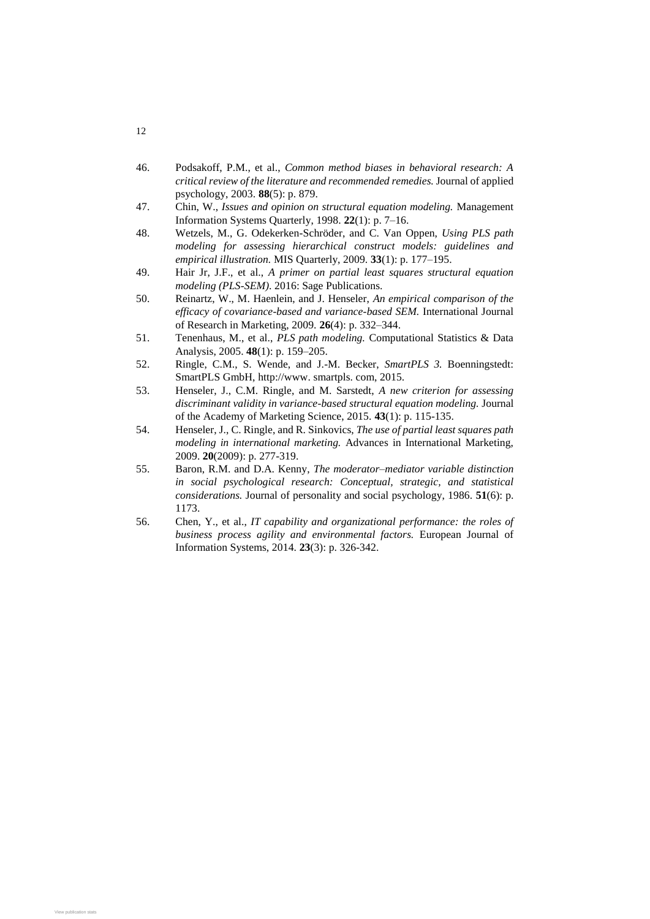46. Podsakoff, P.M., et al., *Common method biases in behavioral research: A critical review of the literature and recommended remedies.* Journal of applied psychology, 2003. **88**(5): p. 879.
47. Chin, W., *Issues and opinion on structural equation modeling.* Management Information Systems Quarterly, 1998. **22**(1): p. 7–16.
48. Wetzels, M., G. Odekerken-Schröder, and C. Van Oppen, *Using PLS path modeling for assessing hierarchical construct models: guidelines and empirical illustration.* MIS Quarterly, 2009. **33**(1): p. 177–195.
49. Hair Jr, J.F., et al., *A primer on partial least squares structural equation modeling (PLS-SEM)*. 2016: Sage Publications.
50. Reinartz, W., M. Haenlein, and J. Henseler, *An empirical comparison of the efficacy of covariance-based and variance-based SEM.* International Journal of Research in Marketing, 2009. **26**(4): p. 332–344.
51. Tenenhaus, M., et al., *PLS path modeling.* Computational Statistics & Data Analysis, 2005. **48**(1): p. 159–205.
52. Ringle, C.M., S. Wende, and J.-M. Becker, *SmartPLS 3.* Boenningstedt: SmartPLS GmbH, http://www. smartpls. com, 2015.
53. Henseler, J., C.M. Ringle, and M. Sarstedt, *A new criterion for assessing discriminant validity in variance-based structural equation modeling.* Journal of the Academy of Marketing Science, 2015. **43**(1): p. 115-135.
54. Henseler, J., C. Ringle, and R. Sinkovics, *The use of partial least squares path modeling in international marketing.* Advances in International Marketing, 2009. **20**(2009): p. 277-319.
55. Baron, R.M. and D.A. Kenny, *The moderator–mediator variable distinction in social psychological research: Conceptual, strategic, and statistical considerations.* Journal of personality and social psychology, 1986. **51**(6): p. 1173.
56. Chen, Y., et al., *IT capability and organizational performance: the roles of business process agility and environmental factors.* European Journal of Information Systems, 2014. **23**(3): p. 326-342.